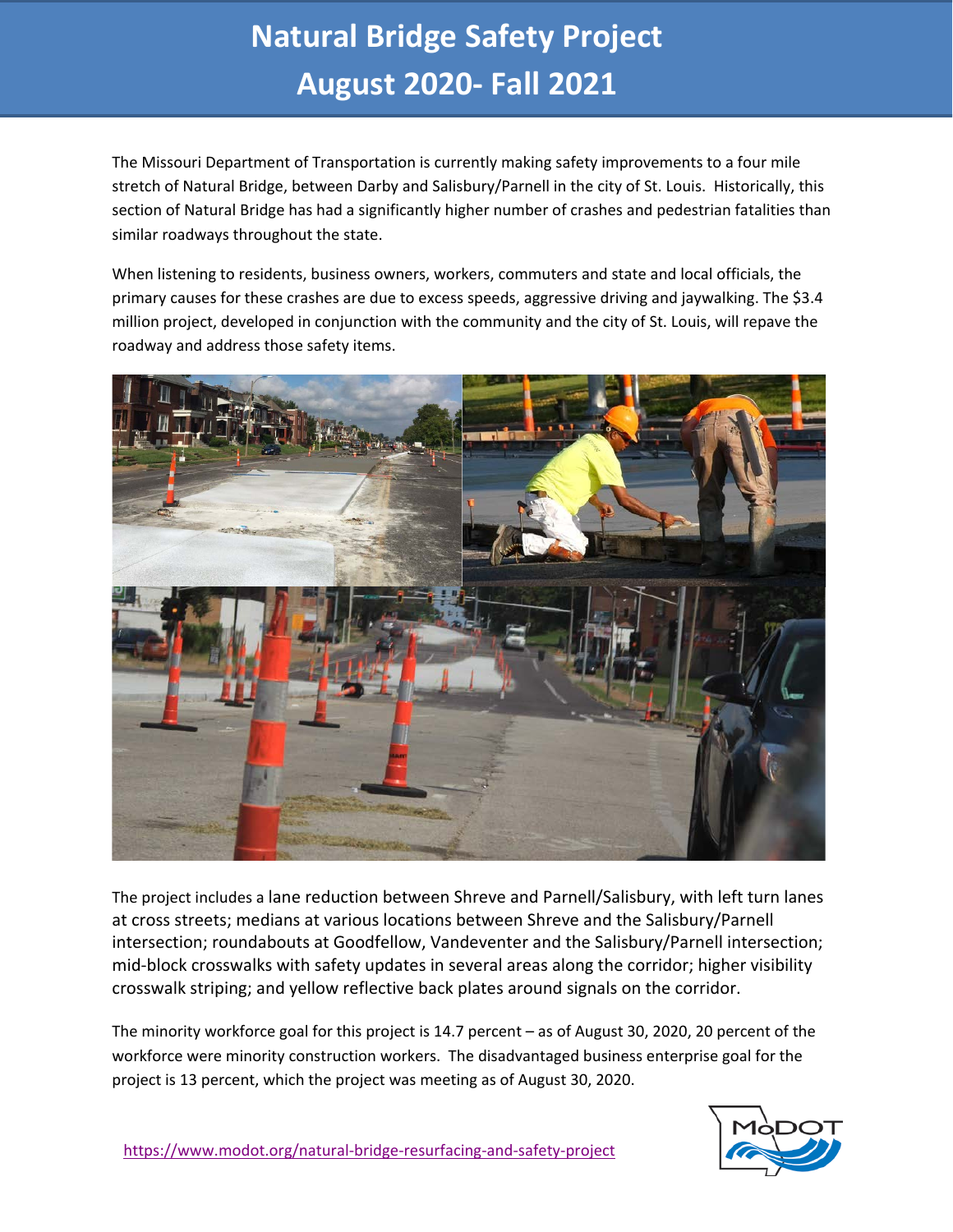# Natural Bridge Safety Project
# August 2020- Fall 2021

The Missouri Department of Transportation is currently making safety improvements to a four mile stretch of Natural Bridge, between Darby and Salisbury/Parnell in the city of St. Louis. Historically, this section of Natural Bridge has had a significantly higher number of crashes and pedestrian fatalities than similar roadways throughout the state.

When listening to residents, business owners, workers, commuters and state and local officials, the primary causes for these crashes are due to excess speeds, aggressive driving and jaywalking. The $3.4 million project, developed in conjunction with the community and the city of St. Louis, will repave the roadway and address those safety items.

The project includes a lane reduction between Shreve and Parnell/Salisbury, with left turn lanes at cross streets; medians at various locations between Shreve and the Salisbury/Parnell intersection; roundabouts at Goodfellow, Vandeventer and the Salisbury/Parnell intersection; mid-block crosswalks with safety updates in several areas along the corridor; higher visibility crosswalk striping; and yellow reflective back plates around signals on the corridor.

The minority workforce goal for this project is 14.7 percent – as of August 30, 2020, 20 percent of the workforce were minority construction workers. The disadvantaged business enterprise goal for the project is 13 percent, which the project was meeting as of August 30, 2020.

https://www.modot.org/natural-bridge-resurfacing-and-safety-project

MoDOT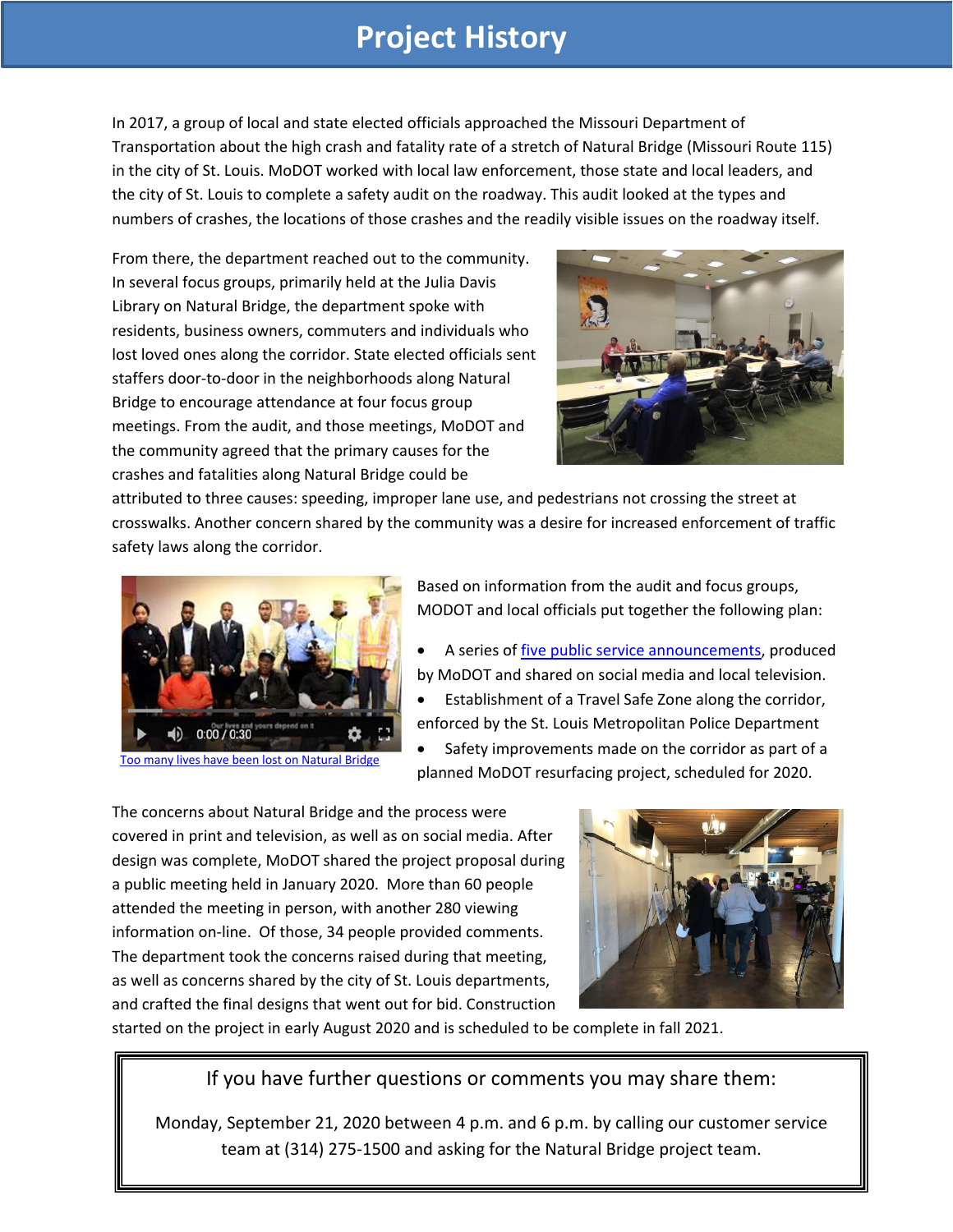# Project History

In 2017, a group of local and state elected officials approached the Missouri Department of Transportation about the high crash and fatality rate of a stretch of Natural Bridge (Missouri Route 115) in the city of St. Louis. MoDOT worked with local law enforcement, those state and local leaders, and the city of St. Louis to complete a safety audit on the roadway. This audit looked at the types and numbers of crashes, the locations of those crashes and the readily visible issues on the roadway itself.

From there, the department reached out to the community. In several focus groups, primarily held at the Julia Davis Library on Natural Bridge, the department spoke with residents, business owners, commuters and individuals who lost loved ones along the corridor. State elected officials sent staffers door-to-door in the neighborhoods along Natural Bridge to encourage attendance at four focus group meetings. From the audit, and those meetings, MoDOT and the community agreed that the primary causes for the crashes and fatalities along Natural Bridge could be attributed to three causes: speeding, improper lane use, and pedestrians not crossing the street at crosswalks. Another concern shared by the community was a desire for increased enforcement of traffic safety laws along the corridor.

Too many lives have been lost on Natural Bridge

Based on information from the audit and focus groups, MODOT and local officials put together the following plan:

- A series of five public service announcements, produced by MoDOT and shared on social media and local television.
- Establishment of a Travel Safe Zone along the corridor, enforced by the St. Louis Metropolitan Police Department
- Safety improvements made on the corridor as part of a planned MoDOT resurfacing project, scheduled for 2020.

The concerns about Natural Bridge and the process were covered in print and television, as well as on social media. After design was complete, MoDOT shared the project proposal during a public meeting held in January 2020. More than 60 people attended the meeting in person, with another 280 viewing information on-line. Of those, 34 people provided comments. The department took the concerns raised during that meeting, as well as concerns shared by the city of St. Louis departments, and crafted the final designs that went out for bid. Construction started on the project in early August 2020 and is scheduled to be complete in fall 2021.

If you have further questions or comments you may share them:

Monday, September 21, 2020 between 4 p.m. and 6 p.m. by calling our customer service team at (314) 275-1500 and asking for the Natural Bridge project team.